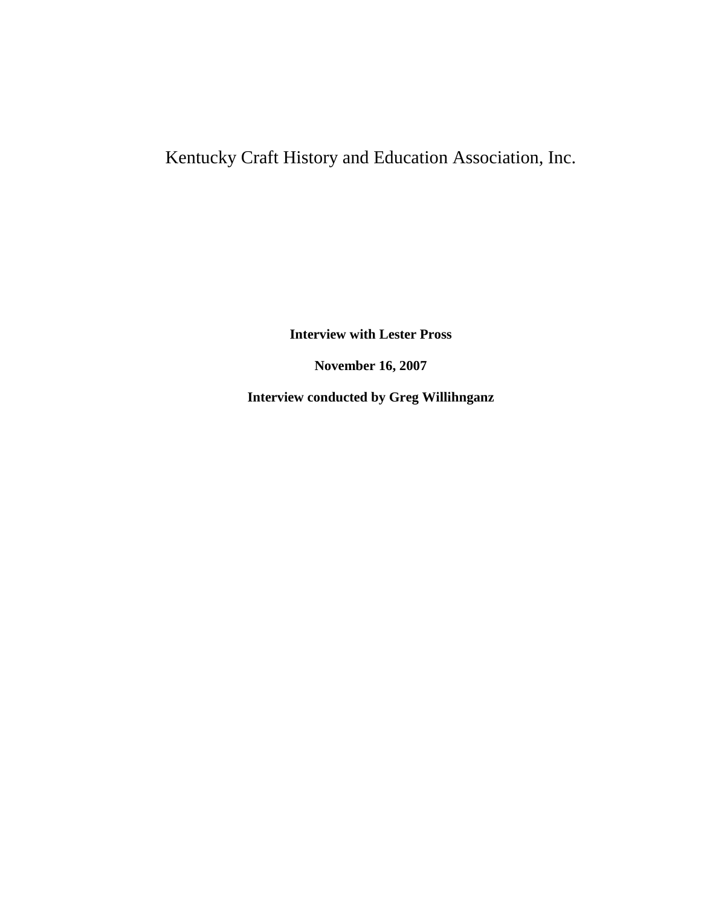Kentucky Craft History and Education Association, Inc.

**Interview with Lester Pross**

**November 16, 2007**

**Interview conducted by Greg Willihnganz**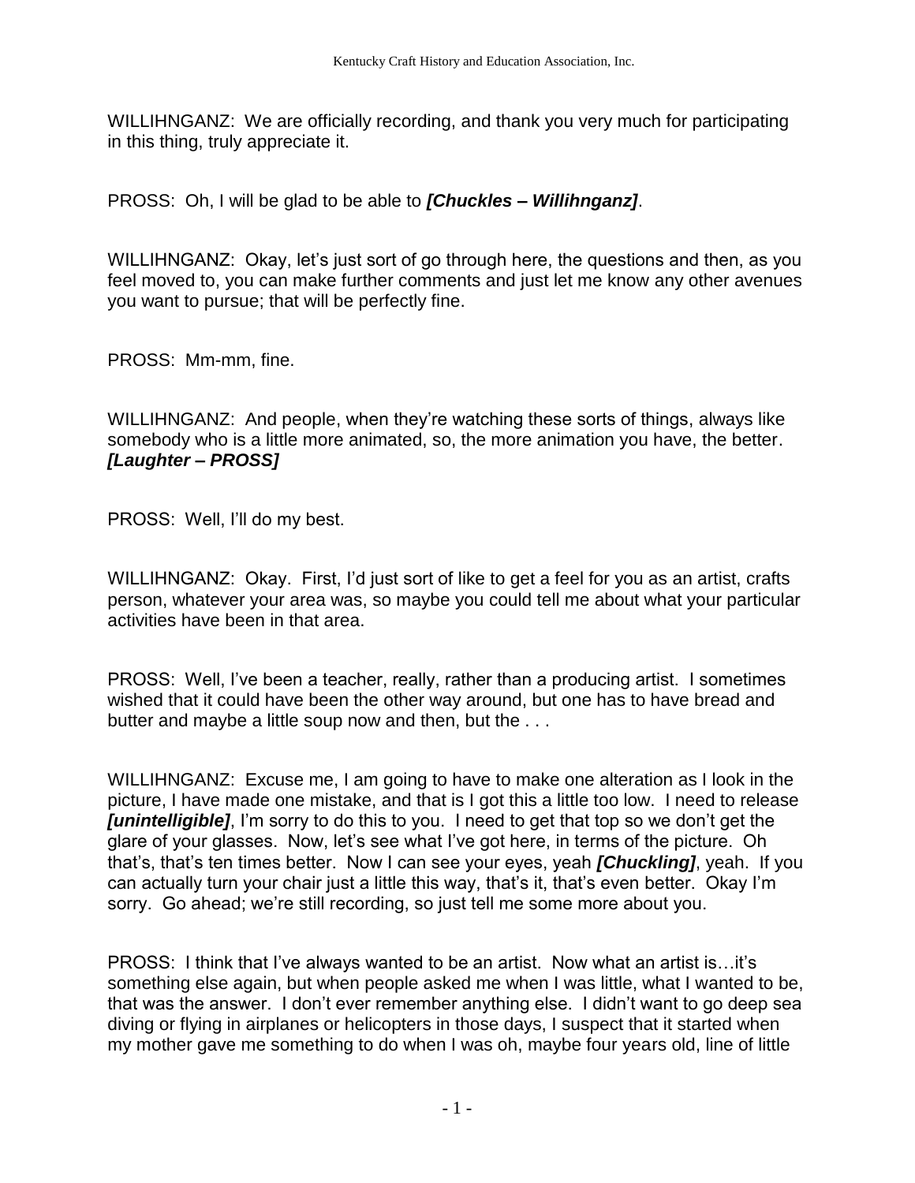WILLIHNGANZ: We are officially recording, and thank you very much for participating in this thing, truly appreciate it.

PROSS: Oh, I will be glad to be able to ***[Chuckles – Willihnganz]***.

WILLIHNGANZ: Okay, let's just sort of go through here, the questions and then, as you feel moved to, you can make further comments and just let me know any other avenues you want to pursue; that will be perfectly fine.

PROSS: Mm-mm, fine.

WILLIHNGANZ: And people, when they're watching these sorts of things, always like somebody who is a little more animated, so, the more animation you have, the better. ***[Laughter – PROSS]***

PROSS: Well, I'll do my best.

WILLIHNGANZ: Okay. First, I'd just sort of like to get a feel for you as an artist, crafts person, whatever your area was, so maybe you could tell me about what your particular activities have been in that area.

PROSS: Well, I've been a teacher, really, rather than a producing artist. I sometimes wished that it could have been the other way around, but one has to have bread and butter and maybe a little soup now and then, but the . . .

WILLIHNGANZ: Excuse me, I am going to have to make one alteration as I look in the picture, I have made one mistake, and that is I got this a little too low. I need to release ***[unintelligible]***, I'm sorry to do this to you. I need to get that top so we don't get the glare of your glasses. Now, let's see what I've got here, in terms of the picture. Oh that's, that's ten times better. Now I can see your eyes, yeah ***[Chuckling]***, yeah. If you can actually turn your chair just a little this way, that's it, that's even better. Okay I'm sorry. Go ahead; we're still recording, so just tell me some more about you.

PROSS: I think that I've always wanted to be an artist. Now what an artist is…it's something else again, but when people asked me when I was little, what I wanted to be, that was the answer. I don't ever remember anything else. I didn't want to go deep sea diving or flying in airplanes or helicopters in those days, I suspect that it started when my mother gave me something to do when I was oh, maybe four years old, line of little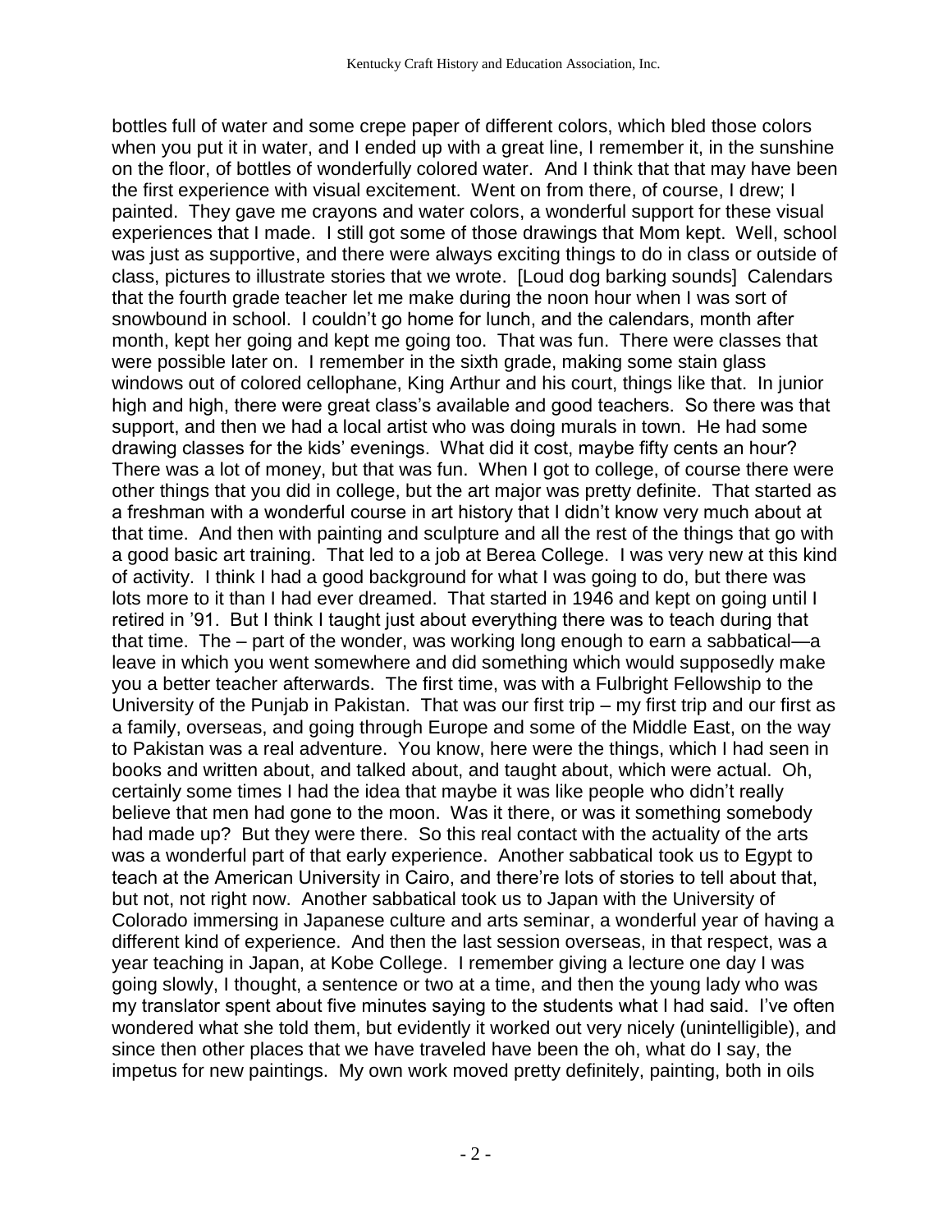bottles full of water and some crepe paper of different colors, which bled those colors when you put it in water, and I ended up with a great line, I remember it, in the sunshine on the floor, of bottles of wonderfully colored water. And I think that that may have been the first experience with visual excitement. Went on from there, of course, I drew; I painted. They gave me crayons and water colors, a wonderful support for these visual experiences that I made. I still got some of those drawings that Mom kept. Well, school was just as supportive, and there were always exciting things to do in class or outside of class, pictures to illustrate stories that we wrote. [Loud dog barking sounds] Calendars that the fourth grade teacher let me make during the noon hour when I was sort of snowbound in school. I couldn't go home for lunch, and the calendars, month after month, kept her going and kept me going too. That was fun. There were classes that were possible later on. I remember in the sixth grade, making some stain glass windows out of colored cellophane, King Arthur and his court, things like that. In junior high and high, there were great class's available and good teachers. So there was that support, and then we had a local artist who was doing murals in town. He had some drawing classes for the kids' evenings. What did it cost, maybe fifty cents an hour? There was a lot of money, but that was fun. When I got to college, of course there were other things that you did in college, but the art major was pretty definite. That started as a freshman with a wonderful course in art history that I didn't know very much about at that time. And then with painting and sculpture and all the rest of the things that go with a good basic art training. That led to a job at Berea College. I was very new at this kind of activity. I think I had a good background for what I was going to do, but there was lots more to it than I had ever dreamed. That started in 1946 and kept on going until I retired in '91. But I think I taught just about everything there was to teach during that that time. The – part of the wonder, was working long enough to earn a sabbatical—a leave in which you went somewhere and did something which would supposedly make you a better teacher afterwards. The first time, was with a Fulbright Fellowship to the University of the Punjab in Pakistan. That was our first trip – my first trip and our first as a family, overseas, and going through Europe and some of the Middle East, on the way to Pakistan was a real adventure. You know, here were the things, which I had seen in books and written about, and talked about, and taught about, which were actual. Oh, certainly some times I had the idea that maybe it was like people who didn't really believe that men had gone to the moon. Was it there, or was it something somebody had made up? But they were there. So this real contact with the actuality of the arts was a wonderful part of that early experience. Another sabbatical took us to Egypt to teach at the American University in Cairo, and there're lots of stories to tell about that, but not, not right now. Another sabbatical took us to Japan with the University of Colorado immersing in Japanese culture and arts seminar, a wonderful year of having a different kind of experience. And then the last session overseas, in that respect, was a year teaching in Japan, at Kobe College. I remember giving a lecture one day I was going slowly, I thought, a sentence or two at a time, and then the young lady who was my translator spent about five minutes saying to the students what I had said. I've often wondered what she told them, but evidently it worked out very nicely (unintelligible), and since then other places that we have traveled have been the oh, what do I say, the impetus for new paintings. My own work moved pretty definitely, painting, both in oils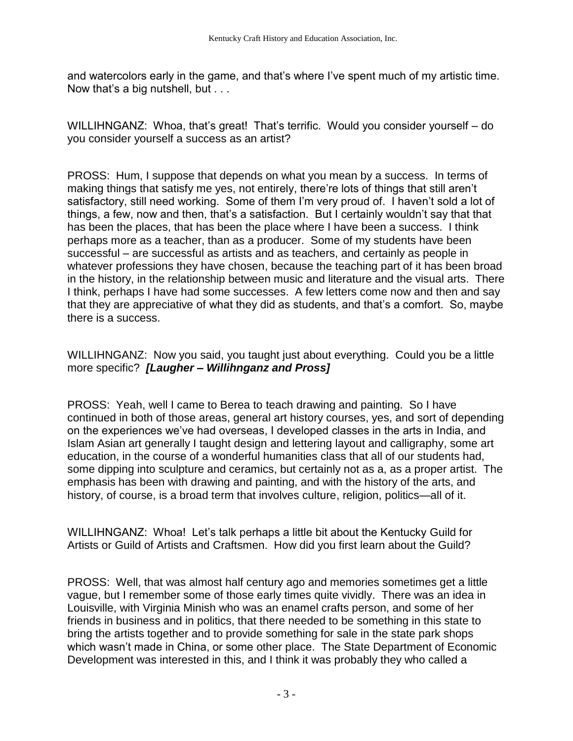and watercolors early in the game, and that's where I've spent much of my artistic time. Now that's a big nutshell, but . . .

WILLIHNGANZ: Whoa, that's great! That's terrific. Would you consider yourself – do you consider yourself a success as an artist?

PROSS: Hum, I suppose that depends on what you mean by a success. In terms of making things that satisfy me yes, not entirely, there're lots of things that still aren't satisfactory, still need working. Some of them I'm very proud of. I haven't sold a lot of things, a few, now and then, that's a satisfaction. But I certainly wouldn't say that that has been the places, that has been the place where I have been a success. I think perhaps more as a teacher, than as a producer. Some of my students have been successful – are successful as artists and as teachers, and certainly as people in whatever professions they have chosen, because the teaching part of it has been broad in the history, in the relationship between music and literature and the visual arts. There I think, perhaps I have had some successes. A few letters come now and then and say that they are appreciative of what they did as students, and that's a comfort. So, maybe there is a success.

WILLIHNGANZ: Now you said, you taught just about everything. Could you be a little more specific? ***[Laugher – Willihnganz and Pross]***

PROSS: Yeah, well I came to Berea to teach drawing and painting. So I have continued in both of those areas, general art history courses, yes, and sort of depending on the experiences we've had overseas, I developed classes in the arts in India, and Islam Asian art generally I taught design and lettering layout and calligraphy, some art education, in the course of a wonderful humanities class that all of our students had, some dipping into sculpture and ceramics, but certainly not as a, as a proper artist. The emphasis has been with drawing and painting, and with the history of the arts, and history, of course, is a broad term that involves culture, religion, politics—all of it.

WILLIHNGANZ: Whoa! Let's talk perhaps a little bit about the Kentucky Guild for Artists or Guild of Artists and Craftsmen. How did you first learn about the Guild?

PROSS: Well, that was almost half century ago and memories sometimes get a little vague, but I remember some of those early times quite vividly. There was an idea in Louisville, with Virginia Minish who was an enamel crafts person, and some of her friends in business and in politics, that there needed to be something in this state to bring the artists together and to provide something for sale in the state park shops which wasn't made in China, or some other place. The State Department of Economic Development was interested in this, and I think it was probably they who called a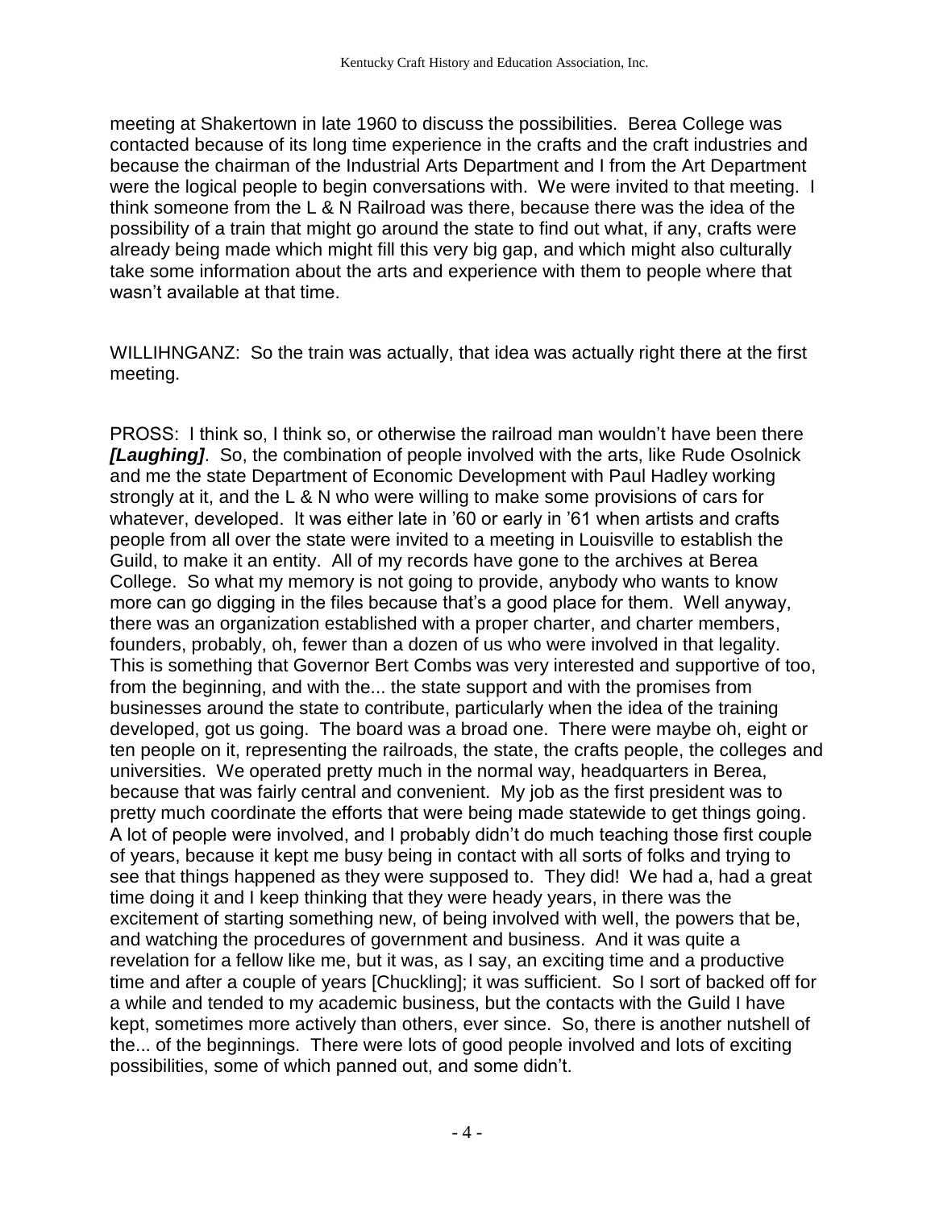meeting at Shakertown in late 1960 to discuss the possibilities. Berea College was contacted because of its long time experience in the crafts and the craft industries and because the chairman of the Industrial Arts Department and I from the Art Department were the logical people to begin conversations with. We were invited to that meeting. I think someone from the L & N Railroad was there, because there was the idea of the possibility of a train that might go around the state to find out what, if any, crafts were already being made which might fill this very big gap, and which might also culturally take some information about the arts and experience with them to people where that wasn't available at that time.

WILLIHNGANZ: So the train was actually, that idea was actually right there at the first meeting.

PROSS: I think so, I think so, or otherwise the railroad man wouldn't have been there ***[Laughing]***. So, the combination of people involved with the arts, like Rude Osolnick and me the state Department of Economic Development with Paul Hadley working strongly at it, and the L & N who were willing to make some provisions of cars for whatever, developed. It was either late in '60 or early in '61 when artists and crafts people from all over the state were invited to a meeting in Louisville to establish the Guild, to make it an entity. All of my records have gone to the archives at Berea College. So what my memory is not going to provide, anybody who wants to know more can go digging in the files because that's a good place for them. Well anyway, there was an organization established with a proper charter, and charter members, founders, probably, oh, fewer than a dozen of us who were involved in that legality. This is something that Governor Bert Combs was very interested and supportive of too, from the beginning, and with the... the state support and with the promises from businesses around the state to contribute, particularly when the idea of the training developed, got us going. The board was a broad one. There were maybe oh, eight or ten people on it, representing the railroads, the state, the crafts people, the colleges and universities. We operated pretty much in the normal way, headquarters in Berea, because that was fairly central and convenient. My job as the first president was to pretty much coordinate the efforts that were being made statewide to get things going. A lot of people were involved, and I probably didn't do much teaching those first couple of years, because it kept me busy being in contact with all sorts of folks and trying to see that things happened as they were supposed to. They did! We had a, had a great time doing it and I keep thinking that they were heady years, in there was the excitement of starting something new, of being involved with well, the powers that be, and watching the procedures of government and business. And it was quite a revelation for a fellow like me, but it was, as I say, an exciting time and a productive time and after a couple of years [Chuckling]; it was sufficient. So I sort of backed off for a while and tended to my academic business, but the contacts with the Guild I have kept, sometimes more actively than others, ever since. So, there is another nutshell of the... of the beginnings. There were lots of good people involved and lots of exciting possibilities, some of which panned out, and some didn't.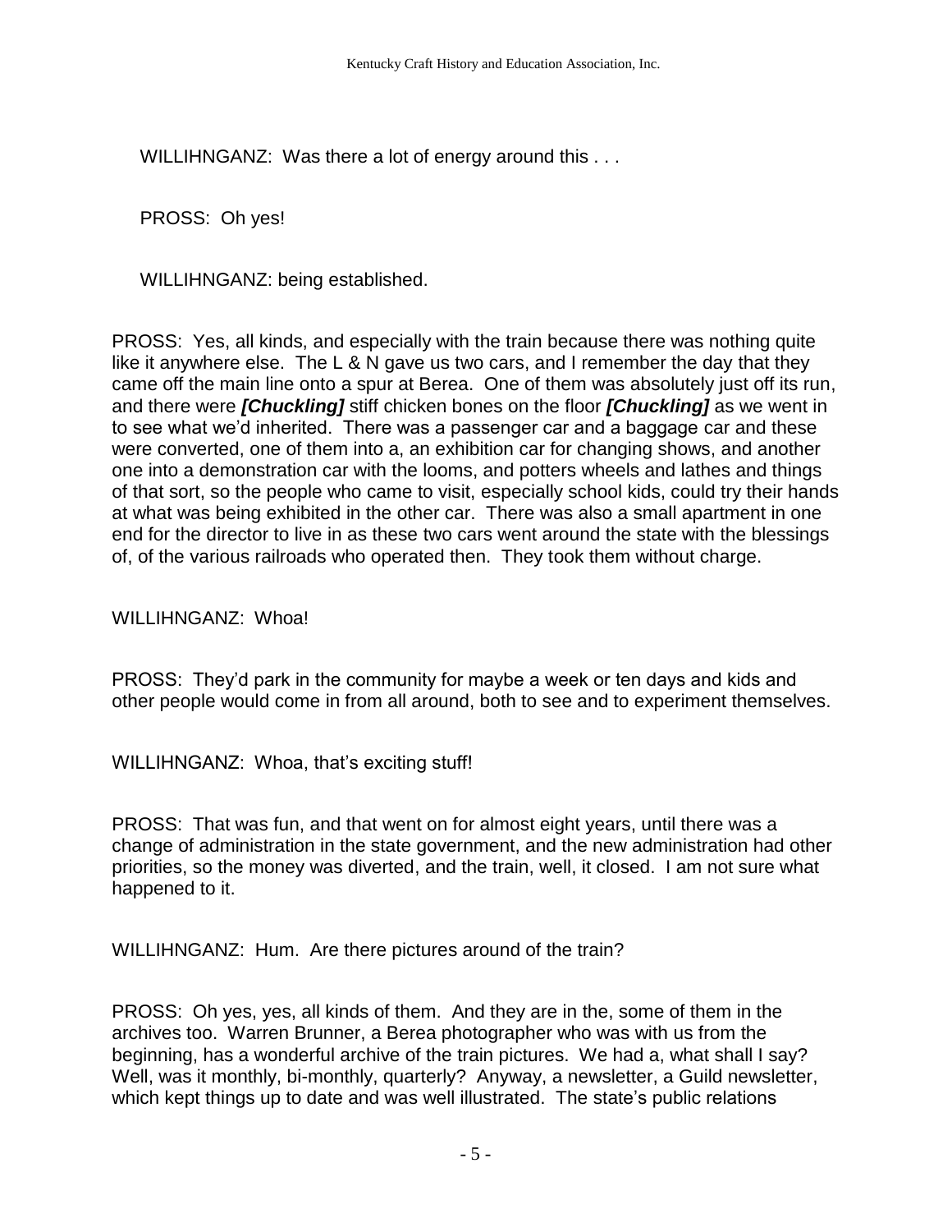WILLIHNGANZ: Was there a lot of energy around this . . .

PROSS: Oh yes!

WILLIHNGANZ: being established.

PROSS: Yes, all kinds, and especially with the train because there was nothing quite like it anywhere else. The L & N gave us two cars, and I remember the day that they came off the main line onto a spur at Berea. One of them was absolutely just off its run, and there were ***[Chuckling]*** stiff chicken bones on the floor ***[Chuckling]*** as we went in to see what we'd inherited. There was a passenger car and a baggage car and these were converted, one of them into a, an exhibition car for changing shows, and another one into a demonstration car with the looms, and potters wheels and lathes and things of that sort, so the people who came to visit, especially school kids, could try their hands at what was being exhibited in the other car. There was also a small apartment in one end for the director to live in as these two cars went around the state with the blessings of, of the various railroads who operated then. They took them without charge.

WILLIHNGANZ: Whoa!

PROSS: They'd park in the community for maybe a week or ten days and kids and other people would come in from all around, both to see and to experiment themselves.

WILLIHNGANZ: Whoa, that's exciting stuff!

PROSS: That was fun, and that went on for almost eight years, until there was a change of administration in the state government, and the new administration had other priorities, so the money was diverted, and the train, well, it closed. I am not sure what happened to it.

WILLIHNGANZ: Hum. Are there pictures around of the train?

PROSS: Oh yes, yes, all kinds of them. And they are in the, some of them in the archives too. Warren Brunner, a Berea photographer who was with us from the beginning, has a wonderful archive of the train pictures. We had a, what shall I say? Well, was it monthly, bi-monthly, quarterly? Anyway, a newsletter, a Guild newsletter, which kept things up to date and was well illustrated. The state's public relations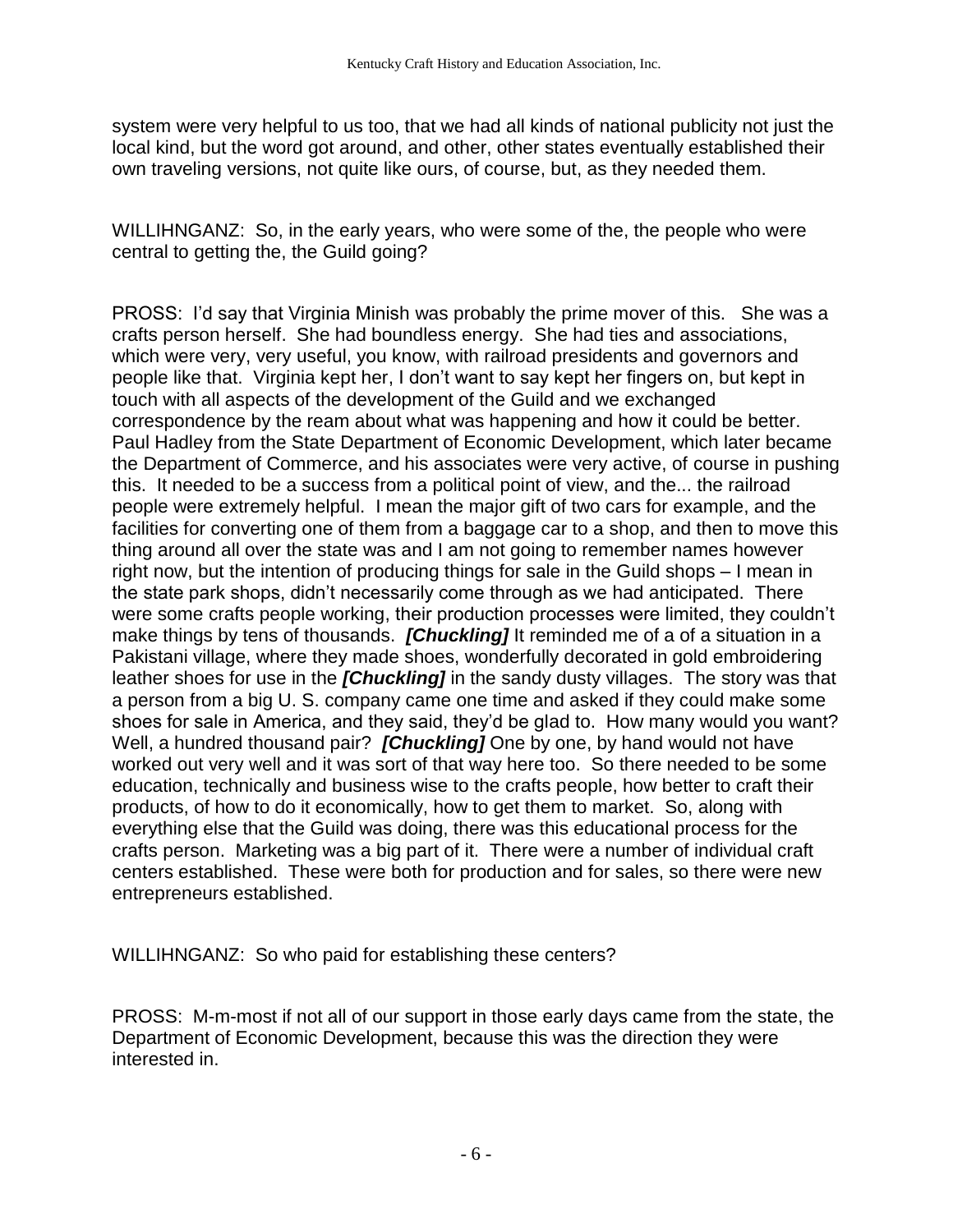system were very helpful to us too, that we had all kinds of national publicity not just the local kind, but the word got around, and other, other states eventually established their own traveling versions, not quite like ours, of course, but, as they needed them.

WILLIHNGANZ: So, in the early years, who were some of the, the people who were central to getting the, the Guild going?

PROSS: I'd say that Virginia Minish was probably the prime mover of this. She was a crafts person herself. She had boundless energy. She had ties and associations, which were very, very useful, you know, with railroad presidents and governors and people like that. Virginia kept her, I don't want to say kept her fingers on, but kept in touch with all aspects of the development of the Guild and we exchanged correspondence by the ream about what was happening and how it could be better. Paul Hadley from the State Department of Economic Development, which later became the Department of Commerce, and his associates were very active, of course in pushing this. It needed to be a success from a political point of view, and the... the railroad people were extremely helpful. I mean the major gift of two cars for example, and the facilities for converting one of them from a baggage car to a shop, and then to move this thing around all over the state was and I am not going to remember names however right now, but the intention of producing things for sale in the Guild shops – I mean in the state park shops, didn't necessarily come through as we had anticipated. There were some crafts people working, their production processes were limited, they couldn't make things by tens of thousands. ***[Chuckling]*** It reminded me of a of a situation in a Pakistani village, where they made shoes, wonderfully decorated in gold embroidering leather shoes for use in the ***[Chuckling]*** in the sandy dusty villages. The story was that a person from a big U. S. company came one time and asked if they could make some shoes for sale in America, and they said, they'd be glad to. How many would you want? Well, a hundred thousand pair? ***[Chuckling]*** One by one, by hand would not have worked out very well and it was sort of that way here too. So there needed to be some education, technically and business wise to the crafts people, how better to craft their products, of how to do it economically, how to get them to market. So, along with everything else that the Guild was doing, there was this educational process for the crafts person. Marketing was a big part of it. There were a number of individual craft centers established. These were both for production and for sales, so there were new entrepreneurs established.

WILLIHNGANZ: So who paid for establishing these centers?

PROSS: M-m-most if not all of our support in those early days came from the state, the Department of Economic Development, because this was the direction they were interested in.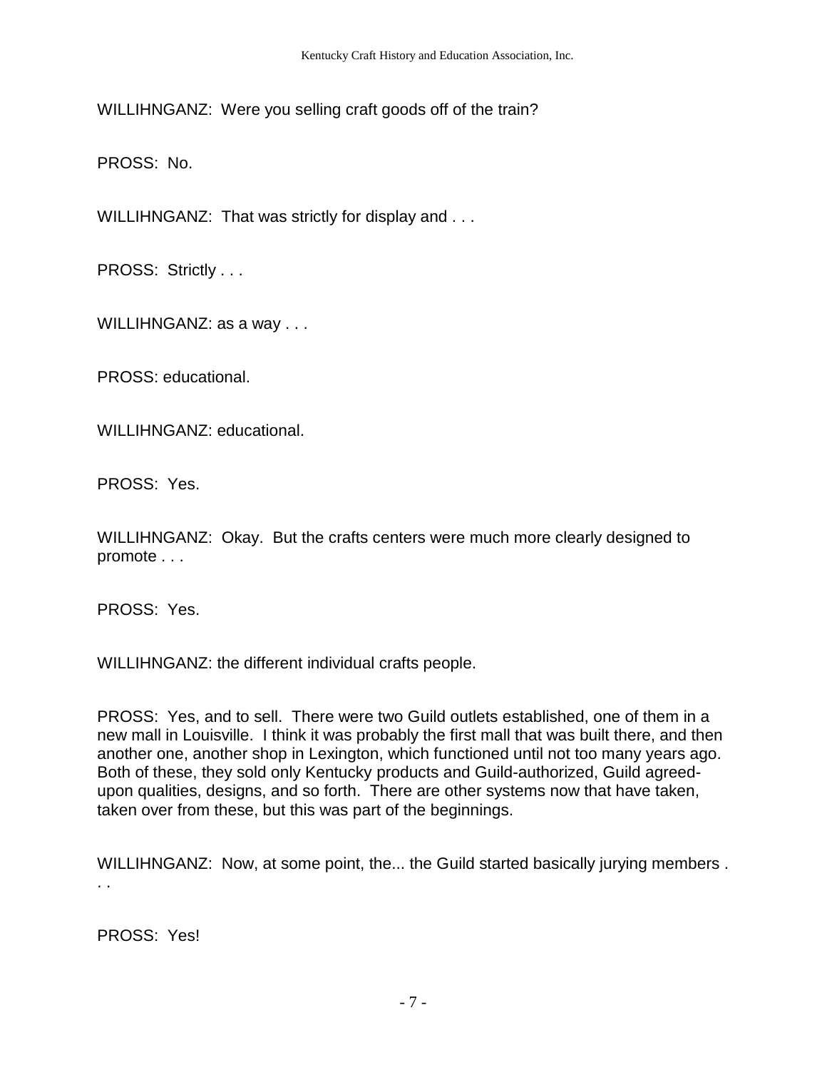WILLIHNGANZ: Were you selling craft goods off of the train?

PROSS: No.

WILLIHNGANZ: That was strictly for display and . . .

PROSS: Strictly . . .

WILLIHNGANZ: as a way . . .

PROSS: educational.

WILLIHNGANZ: educational.

PROSS: Yes.

WILLIHNGANZ: Okay. But the crafts centers were much more clearly designed to promote . . .

PROSS: Yes.

WILLIHNGANZ: the different individual crafts people.

PROSS: Yes, and to sell. There were two Guild outlets established, one of them in a new mall in Louisville. I think it was probably the first mall that was built there, and then another one, another shop in Lexington, which functioned until not too many years ago. Both of these, they sold only Kentucky products and Guild-authorized, Guild agreed-upon qualities, designs, and so forth. There are other systems now that have taken, taken over from these, but this was part of the beginnings.

WILLIHNGANZ: Now, at some point, the... the Guild started basically jurying members . . .

PROSS: Yes!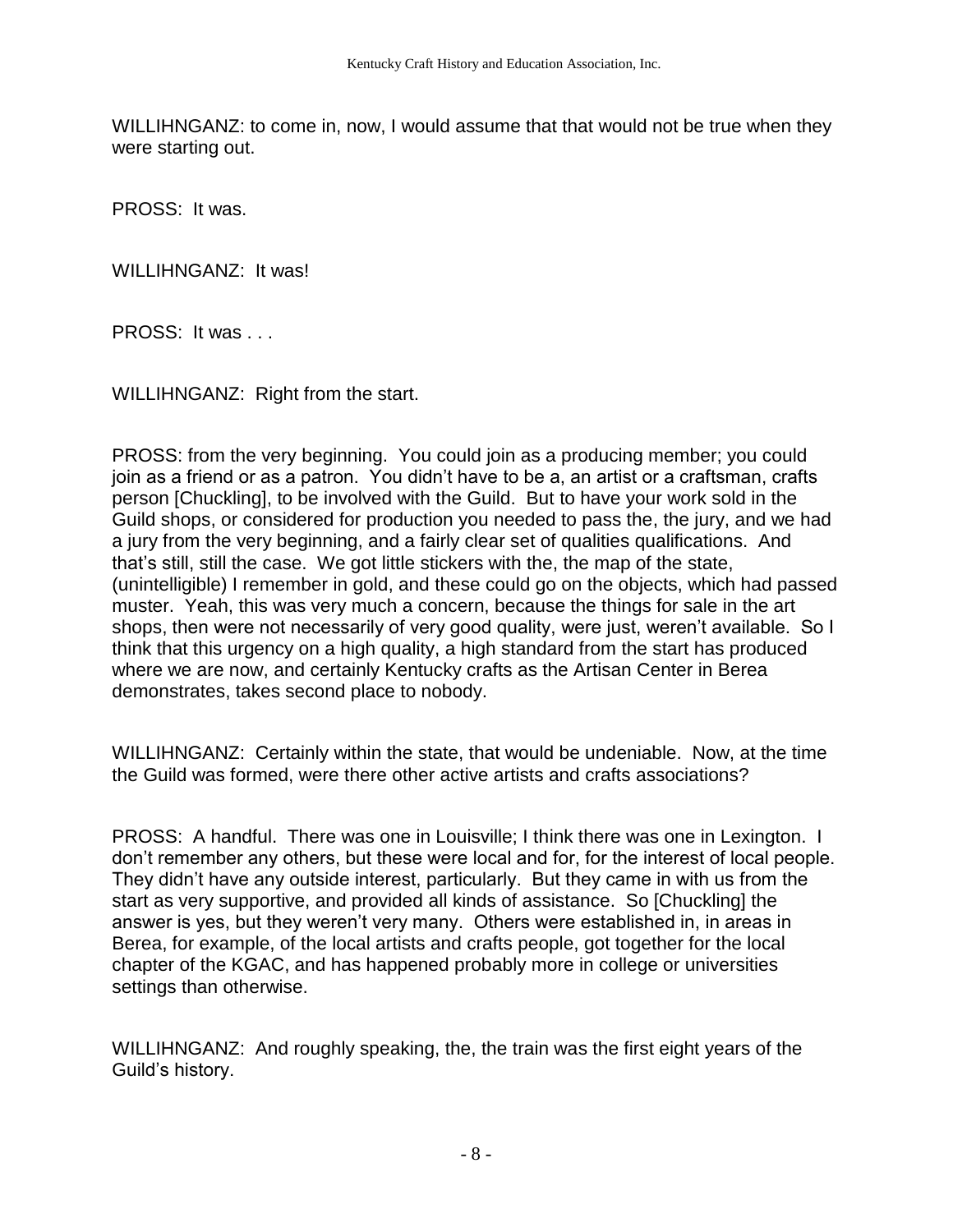WILLIHNGANZ: to come in, now, I would assume that that would not be true when they were starting out.

PROSS: It was.

WILLIHNGANZ: It was!

PROSS: It was . . .

WILLIHNGANZ: Right from the start.

PROSS: from the very beginning. You could join as a producing member; you could join as a friend or as a patron. You didn't have to be a, an artist or a craftsman, crafts person [Chuckling], to be involved with the Guild. But to have your work sold in the Guild shops, or considered for production you needed to pass the, the jury, and we had a jury from the very beginning, and a fairly clear set of qualities qualifications. And that's still, still the case. We got little stickers with the, the map of the state, (unintelligible) I remember in gold, and these could go on the objects, which had passed muster. Yeah, this was very much a concern, because the things for sale in the art shops, then were not necessarily of very good quality, were just, weren't available. So I think that this urgency on a high quality, a high standard from the start has produced where we are now, and certainly Kentucky crafts as the Artisan Center in Berea demonstrates, takes second place to nobody.

WILLIHNGANZ: Certainly within the state, that would be undeniable. Now, at the time the Guild was formed, were there other active artists and crafts associations?

PROSS: A handful. There was one in Louisville; I think there was one in Lexington. I don't remember any others, but these were local and for, for the interest of local people. They didn't have any outside interest, particularly. But they came in with us from the start as very supportive, and provided all kinds of assistance. So [Chuckling] the answer is yes, but they weren't very many. Others were established in, in areas in Berea, for example, of the local artists and crafts people, got together for the local chapter of the KGAC, and has happened probably more in college or universities settings than otherwise.

WILLIHNGANZ: And roughly speaking, the, the train was the first eight years of the Guild's history.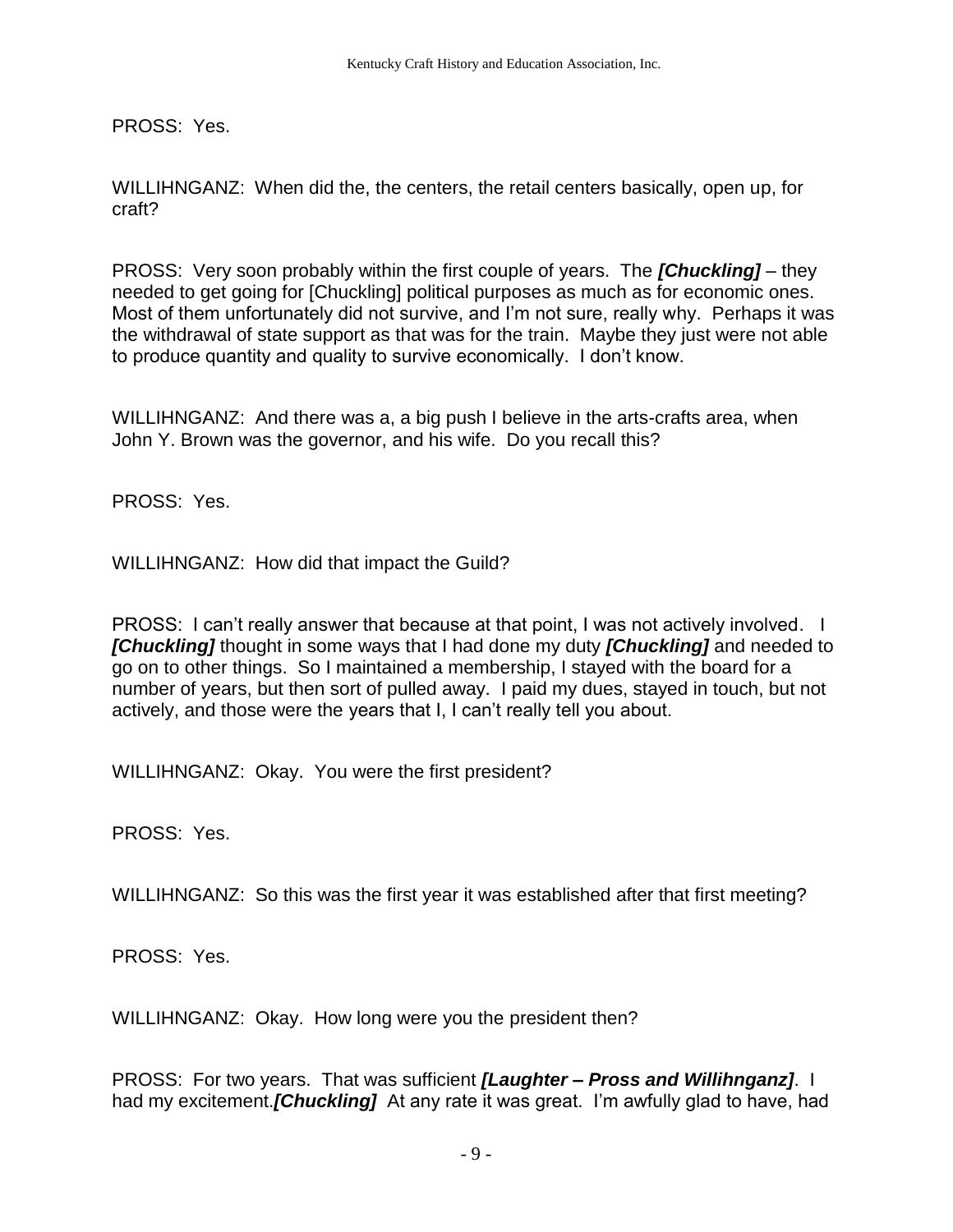PROSS: Yes.

WILLIHNGANZ: When did the, the centers, the retail centers basically, open up, for craft?

PROSS: Very soon probably within the first couple of years. The ***[Chuckling]*** – they needed to get going for [Chuckling] political purposes as much as for economic ones. Most of them unfortunately did not survive, and I'm not sure, really why. Perhaps it was the withdrawal of state support as that was for the train. Maybe they just were not able to produce quantity and quality to survive economically. I don't know.

WILLIHNGANZ: And there was a, a big push I believe in the arts-crafts area, when John Y. Brown was the governor, and his wife. Do you recall this?

PROSS: Yes.

WILLIHNGANZ: How did that impact the Guild?

PROSS: I can't really answer that because at that point, I was not actively involved. I ***[Chuckling]*** thought in some ways that I had done my duty ***[Chuckling]*** and needed to go on to other things. So I maintained a membership, I stayed with the board for a number of years, but then sort of pulled away. I paid my dues, stayed in touch, but not actively, and those were the years that I, I can't really tell you about.

WILLIHNGANZ: Okay. You were the first president?

PROSS: Yes.

WILLIHNGANZ: So this was the first year it was established after that first meeting?

PROSS: Yes.

WILLIHNGANZ: Okay. How long were you the president then?

PROSS: For two years. That was sufficient ***[Laughter – Pross and Willihnganz]***. I had my excitement.***[Chuckling]*** At any rate it was great. I'm awfully glad to have, had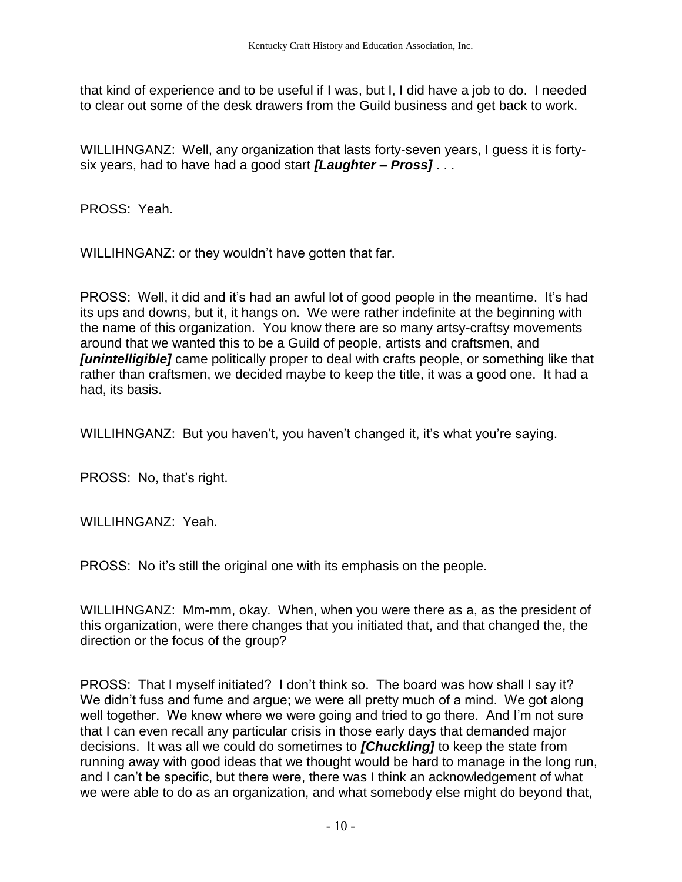that kind of experience and to be useful if I was, but I, I did have a job to do. I needed to clear out some of the desk drawers from the Guild business and get back to work.

WILLIHNGANZ: Well, any organization that lasts forty-seven years, I guess it is forty-six years, had to have had a good start ***[Laughter – Pross]*** . . .

PROSS: Yeah.

WILLIHNGANZ: or they wouldn't have gotten that far.

PROSS: Well, it did and it's had an awful lot of good people in the meantime. It's had its ups and downs, but it, it hangs on. We were rather indefinite at the beginning with the name of this organization. You know there are so many artsy-craftsy movements around that we wanted this to be a Guild of people, artists and craftsmen, and ***[unintelligible]*** came politically proper to deal with crafts people, or something like that rather than craftsmen, we decided maybe to keep the title, it was a good one. It had a had, its basis.

WILLIHNGANZ: But you haven't, you haven't changed it, it's what you're saying.

PROSS: No, that's right.

WILLIHNGANZ: Yeah.

PROSS: No it's still the original one with its emphasis on the people.

WILLIHNGANZ: Mm-mm, okay. When, when you were there as a, as the president of this organization, were there changes that you initiated that, and that changed the, the direction or the focus of the group?

PROSS: That I myself initiated? I don't think so. The board was how shall I say it? We didn't fuss and fume and argue; we were all pretty much of a mind. We got along well together. We knew where we were going and tried to go there. And I'm not sure that I can even recall any particular crisis in those early days that demanded major decisions. It was all we could do sometimes to ***[Chuckling]*** to keep the state from running away with good ideas that we thought would be hard to manage in the long run, and I can't be specific, but there were, there was I think an acknowledgement of what we were able to do as an organization, and what somebody else might do beyond that,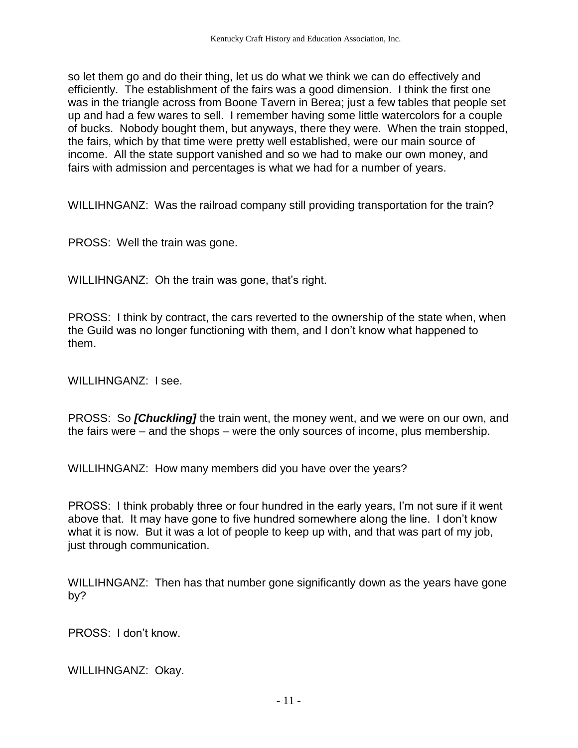so let them go and do their thing, let us do what we think we can do effectively and efficiently. The establishment of the fairs was a good dimension. I think the first one was in the triangle across from Boone Tavern in Berea; just a few tables that people set up and had a few wares to sell. I remember having some little watercolors for a couple of bucks. Nobody bought them, but anyways, there they were. When the train stopped, the fairs, which by that time were pretty well established, were our main source of income. All the state support vanished and so we had to make our own money, and fairs with admission and percentages is what we had for a number of years.

WILLIHNGANZ: Was the railroad company still providing transportation for the train?

PROSS: Well the train was gone.

WILLIHNGANZ: Oh the train was gone, that's right.

PROSS: I think by contract, the cars reverted to the ownership of the state when, when the Guild was no longer functioning with them, and I don't know what happened to them.

WILLIHNGANZ: I see.

PROSS: So ***[Chuckling]*** the train went, the money went, and we were on our own, and the fairs were – and the shops – were the only sources of income, plus membership.

WILLIHNGANZ: How many members did you have over the years?

PROSS: I think probably three or four hundred in the early years, I'm not sure if it went above that. It may have gone to five hundred somewhere along the line. I don't know what it is now. But it was a lot of people to keep up with, and that was part of my job, just through communication.

WILLIHNGANZ: Then has that number gone significantly down as the years have gone by?

PROSS: I don't know.

WILLIHNGANZ: Okay.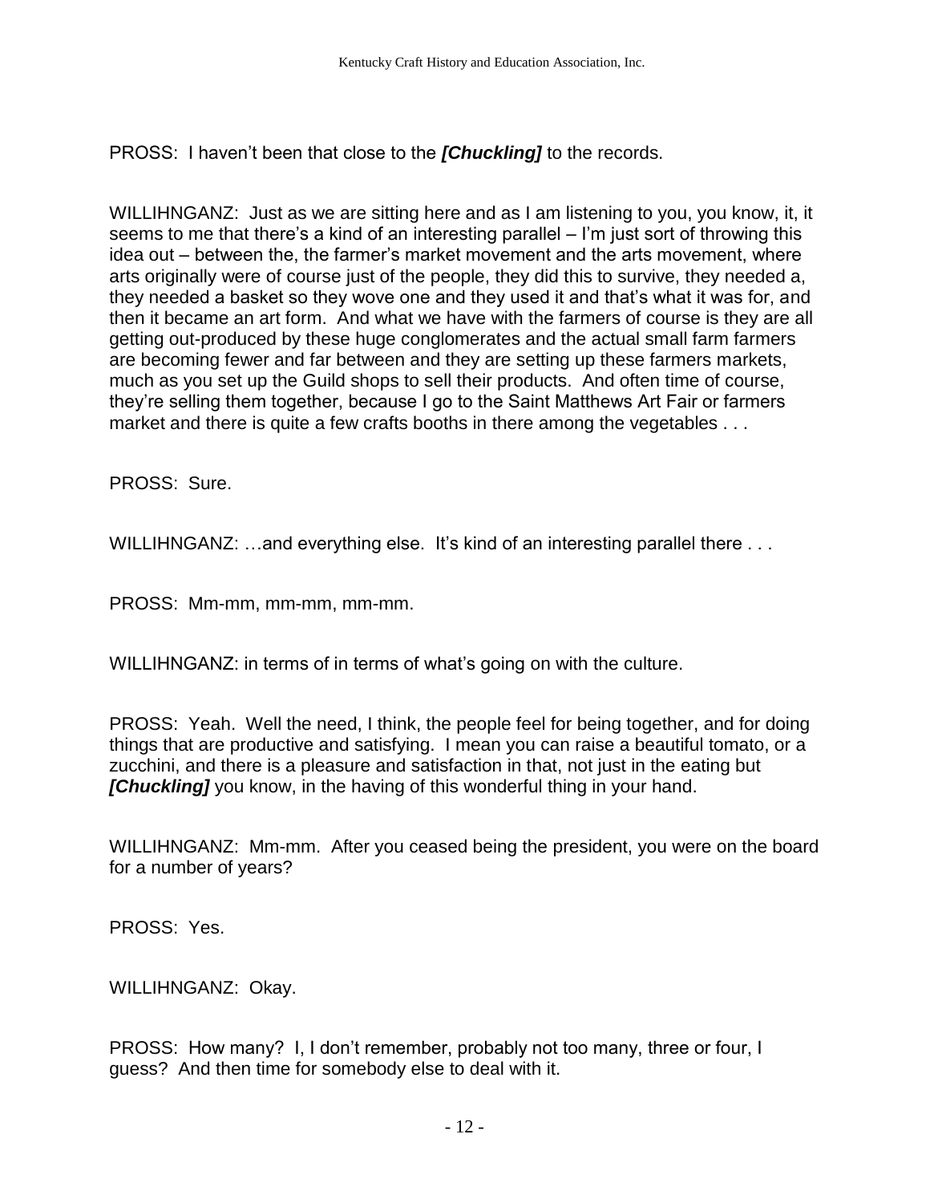PROSS: I haven't been that close to the ***[Chuckling]*** to the records.

WILLIHNGANZ: Just as we are sitting here and as I am listening to you, you know, it, it seems to me that there's a kind of an interesting parallel – I'm just sort of throwing this idea out – between the, the farmer's market movement and the arts movement, where arts originally were of course just of the people, they did this to survive, they needed a, they needed a basket so they wove one and they used it and that's what it was for, and then it became an art form. And what we have with the farmers of course is they are all getting out-produced by these huge conglomerates and the actual small farm farmers are becoming fewer and far between and they are setting up these farmers markets, much as you set up the Guild shops to sell their products. And often time of course, they're selling them together, because I go to the Saint Matthews Art Fair or farmers market and there is quite a few crafts booths in there among the vegetables . . .

PROSS: Sure.

WILLIHNGANZ: …and everything else. It's kind of an interesting parallel there . . .

PROSS: Mm-mm, mm-mm, mm-mm.

WILLIHNGANZ: in terms of in terms of what's going on with the culture.

PROSS: Yeah. Well the need, I think, the people feel for being together, and for doing things that are productive and satisfying. I mean you can raise a beautiful tomato, or a zucchini, and there is a pleasure and satisfaction in that, not just in the eating but ***[Chuckling]*** you know, in the having of this wonderful thing in your hand.

WILLIHNGANZ: Mm-mm. After you ceased being the president, you were on the board for a number of years?

PROSS: Yes.

WILLIHNGANZ: Okay.

PROSS: How many? I, I don't remember, probably not too many, three or four, I guess? And then time for somebody else to deal with it.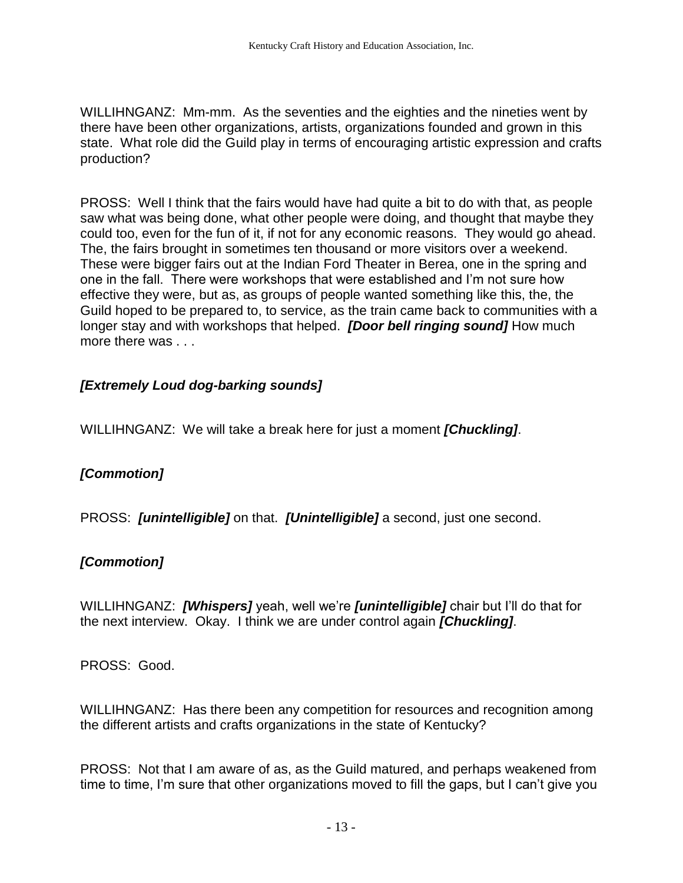WILLIHNGANZ: Mm-mm. As the seventies and the eighties and the nineties went by there have been other organizations, artists, organizations founded and grown in this state. What role did the Guild play in terms of encouraging artistic expression and crafts production?

PROSS: Well I think that the fairs would have had quite a bit to do with that, as people saw what was being done, what other people were doing, and thought that maybe they could too, even for the fun of it, if not for any economic reasons. They would go ahead. The, the fairs brought in sometimes ten thousand or more visitors over a weekend. These were bigger fairs out at the Indian Ford Theater in Berea, one in the spring and one in the fall. There were workshops that were established and I'm not sure how effective they were, but as, as groups of people wanted something like this, the, the Guild hoped to be prepared to, to service, as the train came back to communities with a longer stay and with workshops that helped. ***[Door bell ringing sound]*** How much more there was . . .

***[Extremely Loud dog-barking sounds]***

WILLIHNGANZ: We will take a break here for just a moment ***[Chuckling]***.

***[Commotion]***

PROSS: ***[unintelligible]*** on that. ***[Unintelligible]*** a second, just one second.

***[Commotion]***

WILLIHNGANZ: ***[Whispers]*** yeah, well we're ***[unintelligible]*** chair but I'll do that for the next interview. Okay. I think we are under control again ***[Chuckling]***.

PROSS: Good.

WILLIHNGANZ: Has there been any competition for resources and recognition among the different artists and crafts organizations in the state of Kentucky?

PROSS: Not that I am aware of as, as the Guild matured, and perhaps weakened from time to time, I'm sure that other organizations moved to fill the gaps, but I can't give you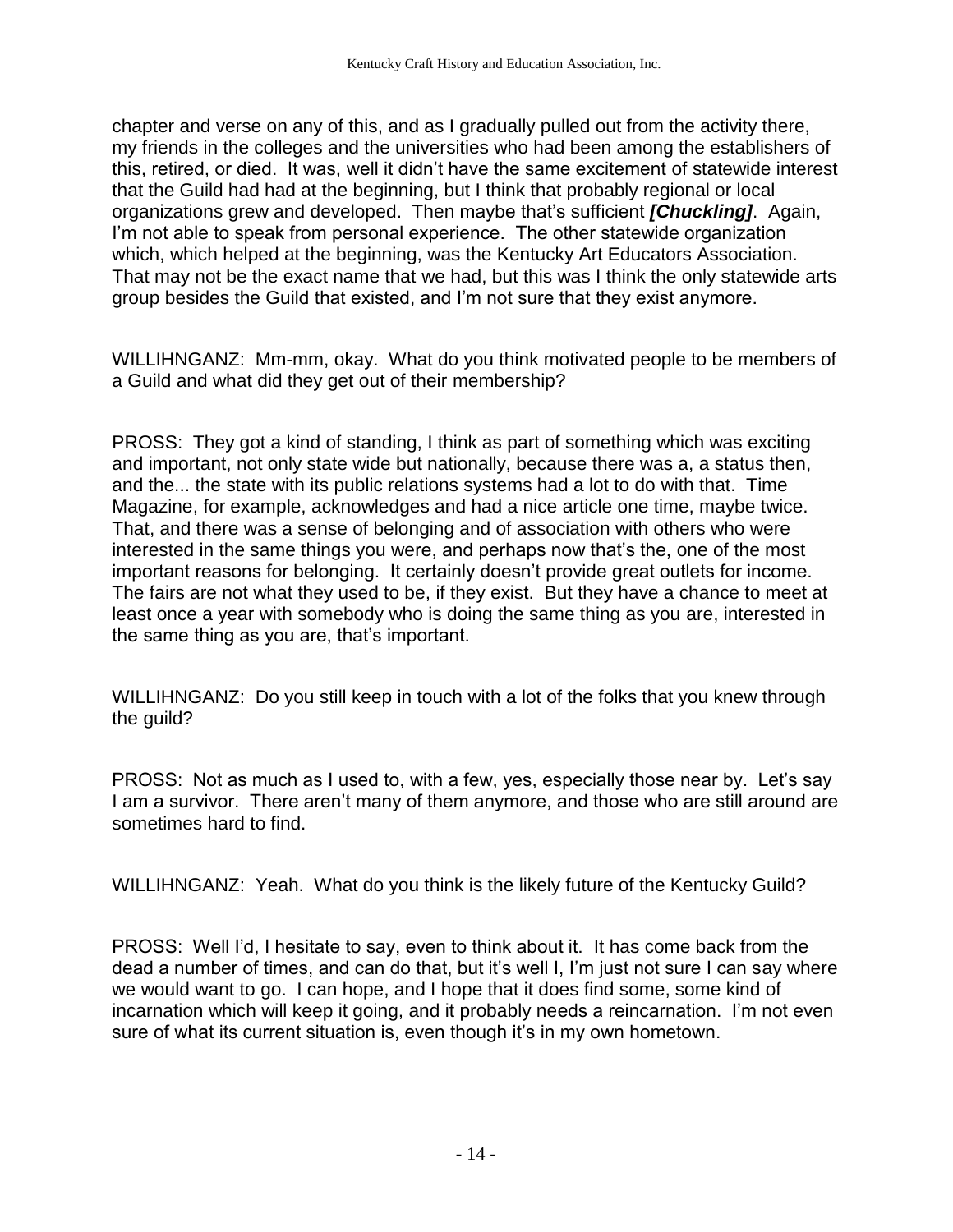chapter and verse on any of this, and as I gradually pulled out from the activity there, my friends in the colleges and the universities who had been among the establishers of this, retired, or died. It was, well it didn't have the same excitement of statewide interest that the Guild had had at the beginning, but I think that probably regional or local organizations grew and developed. Then maybe that's sufficient ***[Chuckling]***. Again, I'm not able to speak from personal experience. The other statewide organization which, which helped at the beginning, was the Kentucky Art Educators Association. That may not be the exact name that we had, but this was I think the only statewide arts group besides the Guild that existed, and I'm not sure that they exist anymore.

WILLIHNGANZ: Mm-mm, okay. What do you think motivated people to be members of a Guild and what did they get out of their membership?

PROSS: They got a kind of standing, I think as part of something which was exciting and important, not only state wide but nationally, because there was a, a status then, and the... the state with its public relations systems had a lot to do with that. Time Magazine, for example, acknowledges and had a nice article one time, maybe twice. That, and there was a sense of belonging and of association with others who were interested in the same things you were, and perhaps now that's the, one of the most important reasons for belonging. It certainly doesn't provide great outlets for income. The fairs are not what they used to be, if they exist. But they have a chance to meet at least once a year with somebody who is doing the same thing as you are, interested in the same thing as you are, that's important.

WILLIHNGANZ: Do you still keep in touch with a lot of the folks that you knew through the guild?

PROSS: Not as much as I used to, with a few, yes, especially those near by. Let's say I am a survivor. There aren't many of them anymore, and those who are still around are sometimes hard to find.

WILLIHNGANZ: Yeah. What do you think is the likely future of the Kentucky Guild?

PROSS: Well I'd, I hesitate to say, even to think about it. It has come back from the dead a number of times, and can do that, but it's well I, I'm just not sure I can say where we would want to go. I can hope, and I hope that it does find some, some kind of incarnation which will keep it going, and it probably needs a reincarnation. I'm not even sure of what its current situation is, even though it's in my own hometown.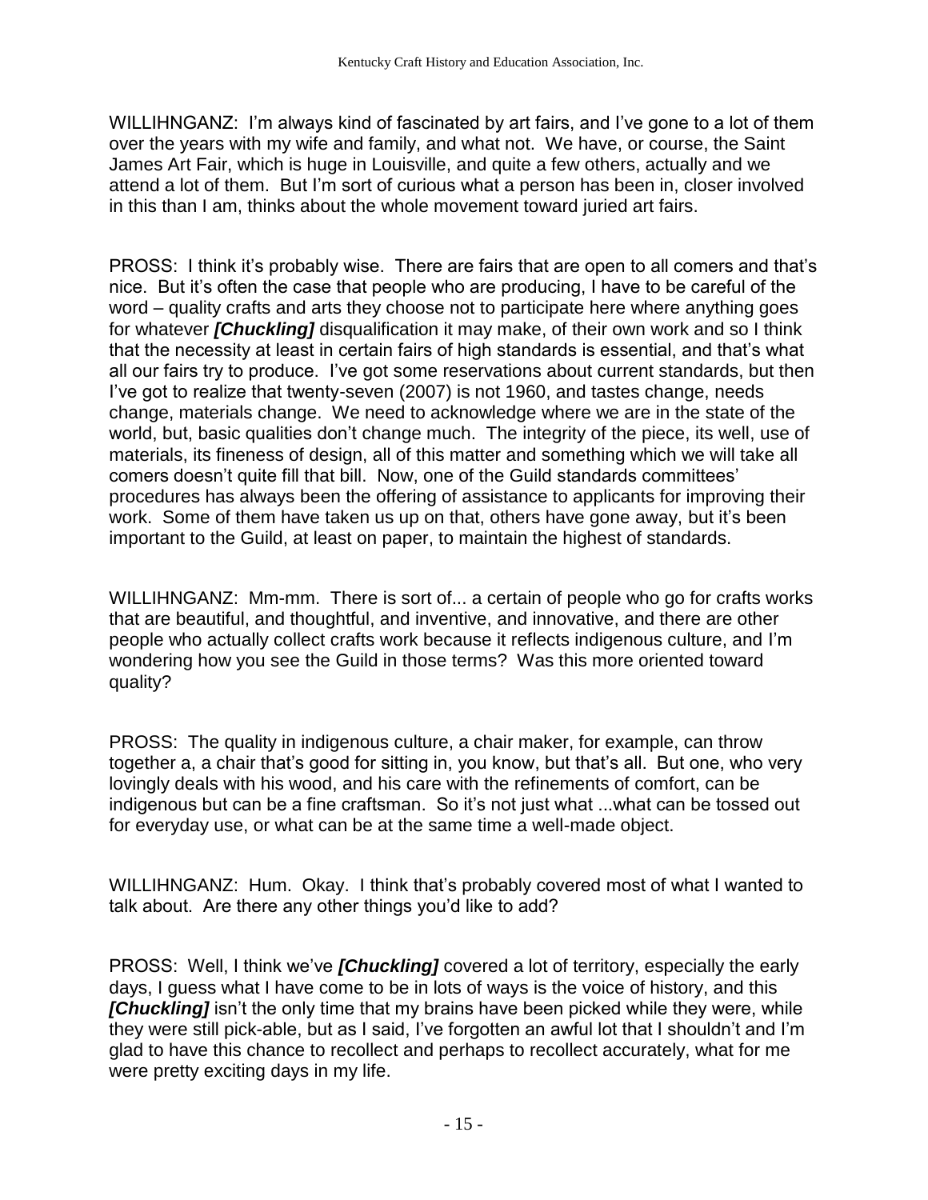WILLIHNGANZ: I'm always kind of fascinated by art fairs, and I've gone to a lot of them over the years with my wife and family, and what not. We have, or course, the Saint James Art Fair, which is huge in Louisville, and quite a few others, actually and we attend a lot of them. But I'm sort of curious what a person has been in, closer involved in this than I am, thinks about the whole movement toward juried art fairs.

PROSS: I think it's probably wise. There are fairs that are open to all comers and that's nice. But it's often the case that people who are producing, I have to be careful of the word – quality crafts and arts they choose not to participate here where anything goes for whatever ***[Chuckling]*** disqualification it may make, of their own work and so I think that the necessity at least in certain fairs of high standards is essential, and that's what all our fairs try to produce. I've got some reservations about current standards, but then I've got to realize that twenty-seven (2007) is not 1960, and tastes change, needs change, materials change. We need to acknowledge where we are in the state of the world, but, basic qualities don't change much. The integrity of the piece, its well, use of materials, its fineness of design, all of this matter and something which we will take all comers doesn't quite fill that bill. Now, one of the Guild standards committees' procedures has always been the offering of assistance to applicants for improving their work. Some of them have taken us up on that, others have gone away, but it's been important to the Guild, at least on paper, to maintain the highest of standards.

WILLIHNGANZ: Mm-mm. There is sort of... a certain of people who go for crafts works that are beautiful, and thoughtful, and inventive, and innovative, and there are other people who actually collect crafts work because it reflects indigenous culture, and I'm wondering how you see the Guild in those terms? Was this more oriented toward quality?

PROSS: The quality in indigenous culture, a chair maker, for example, can throw together a, a chair that's good for sitting in, you know, but that's all. But one, who very lovingly deals with his wood, and his care with the refinements of comfort, can be indigenous but can be a fine craftsman. So it's not just what ...what can be tossed out for everyday use, or what can be at the same time a well-made object.

WILLIHNGANZ: Hum. Okay. I think that's probably covered most of what I wanted to talk about. Are there any other things you'd like to add?

PROSS: Well, I think we've ***[Chuckling]*** covered a lot of territory, especially the early days, I guess what I have come to be in lots of ways is the voice of history, and this ***[Chuckling]*** isn't the only time that my brains have been picked while they were, while they were still pick-able, but as I said, I've forgotten an awful lot that I shouldn't and I'm glad to have this chance to recollect and perhaps to recollect accurately, what for me were pretty exciting days in my life.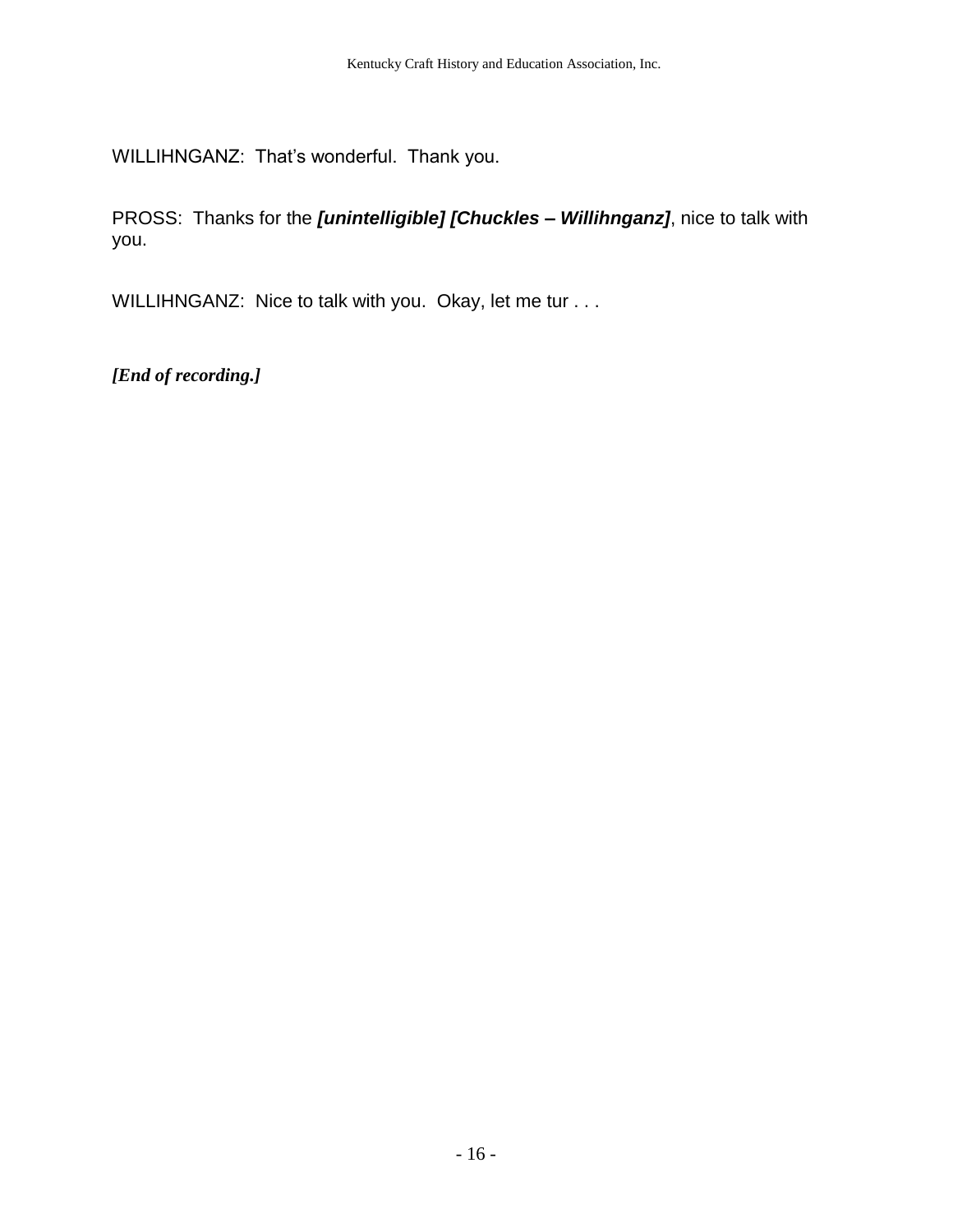WILLIHNGANZ: That's wonderful. Thank you.

PROSS: Thanks for the ***[unintelligible] [Chuckles – Willihnganz]***, nice to talk with you.

WILLIHNGANZ: Nice to talk with you. Okay, let me tur . . .

***[End of recording.]***